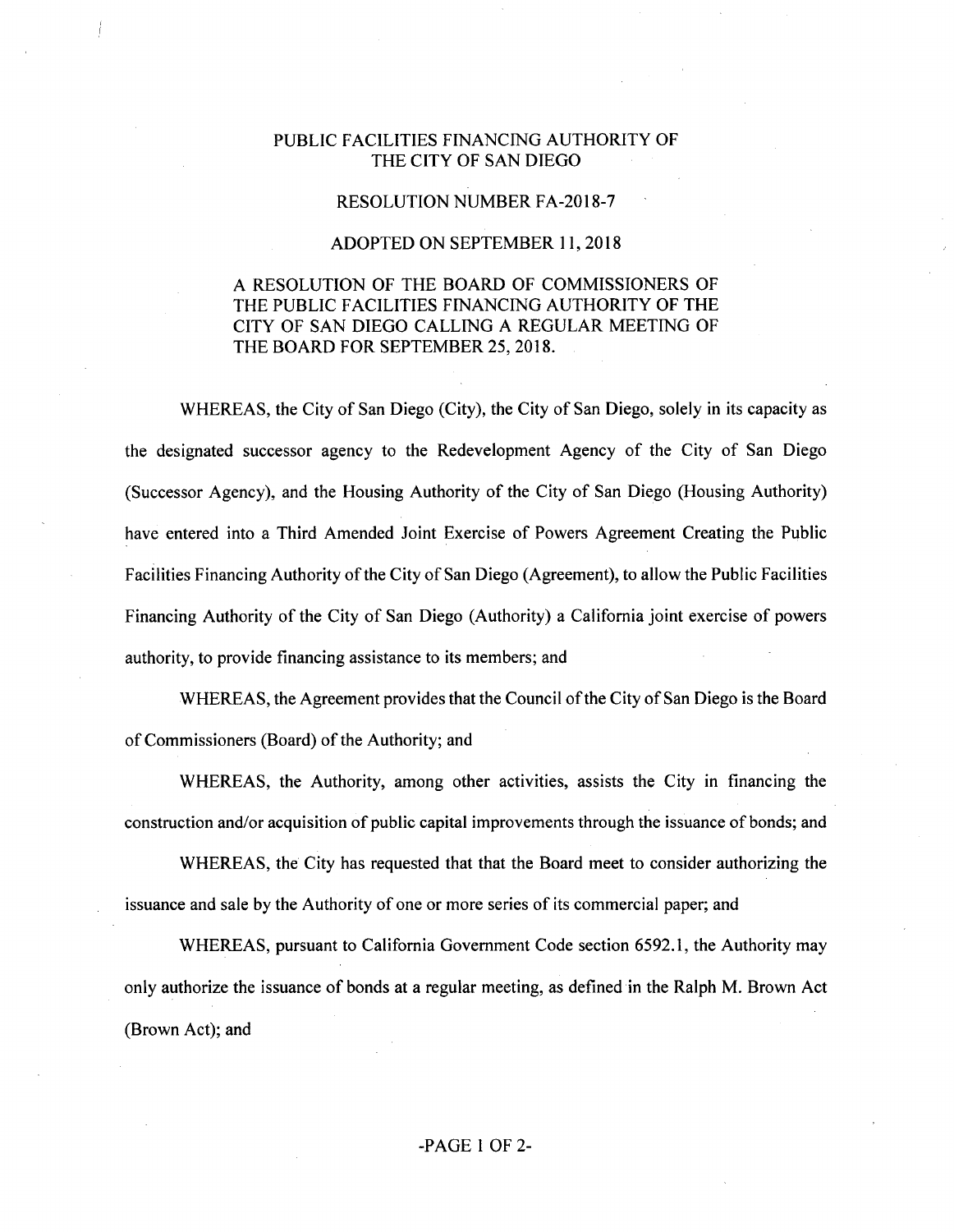# PUBLIC FACILITIES FINANCING AUTHORITY OF THE CITY OF SAN DIEGO

## RESOLUTION NUMBER FA-2018-7

## ADOPTED ON SEPTEMBER 11, 2018

A RESOLUTION OF THE BOARD OF COMMISSIONERS OF THE PUBLIC FACILITIES FINANCING AUTHORITY OF THE CITY OF SAN DIEGO CALLING A REGULAR MEETING OF THE BOARD FOR SEPTEMBER 25, 2018.

WHEREAS, the City of San Diego (City), the City of San Diego, solely in its capacity as the designated successor agency to the Redevelopment Agency of the City of San Diego (Successor Agency), and the Housing Authority of the City of San Diego (Housing Authority) have entered into a Third Amended Joint Exercise of Powers Agreement Creating the Public Facilities Financing Authority of the City of San Diego (Agreement), to allow the Public Facilities Financing Authority of the City of San Diego (Authority) a California joint exercise of powers authority, to provide financing assistance to its members; and

WHEREAS, the Agreement provides that the Council of the City of San Diego is the Board of Commissioners (Board) of the Authority; and

WHEREAS, the Authority, among other activities, assists the City in financing the construction and/or acquisition of public capital improvements through the issuance of bonds; and

WHEREAS, the City has requested that that the Board meet to consider authorizing the issuance and sale by the Authority of one or more series of its commercial paper; and

WHEREAS, pursuant to California Government Code section 6592.1, the Authority may only authorize the issuance of bonds at a regular meeting, as defined in the Ralph M. Brown Act (Brown Act); and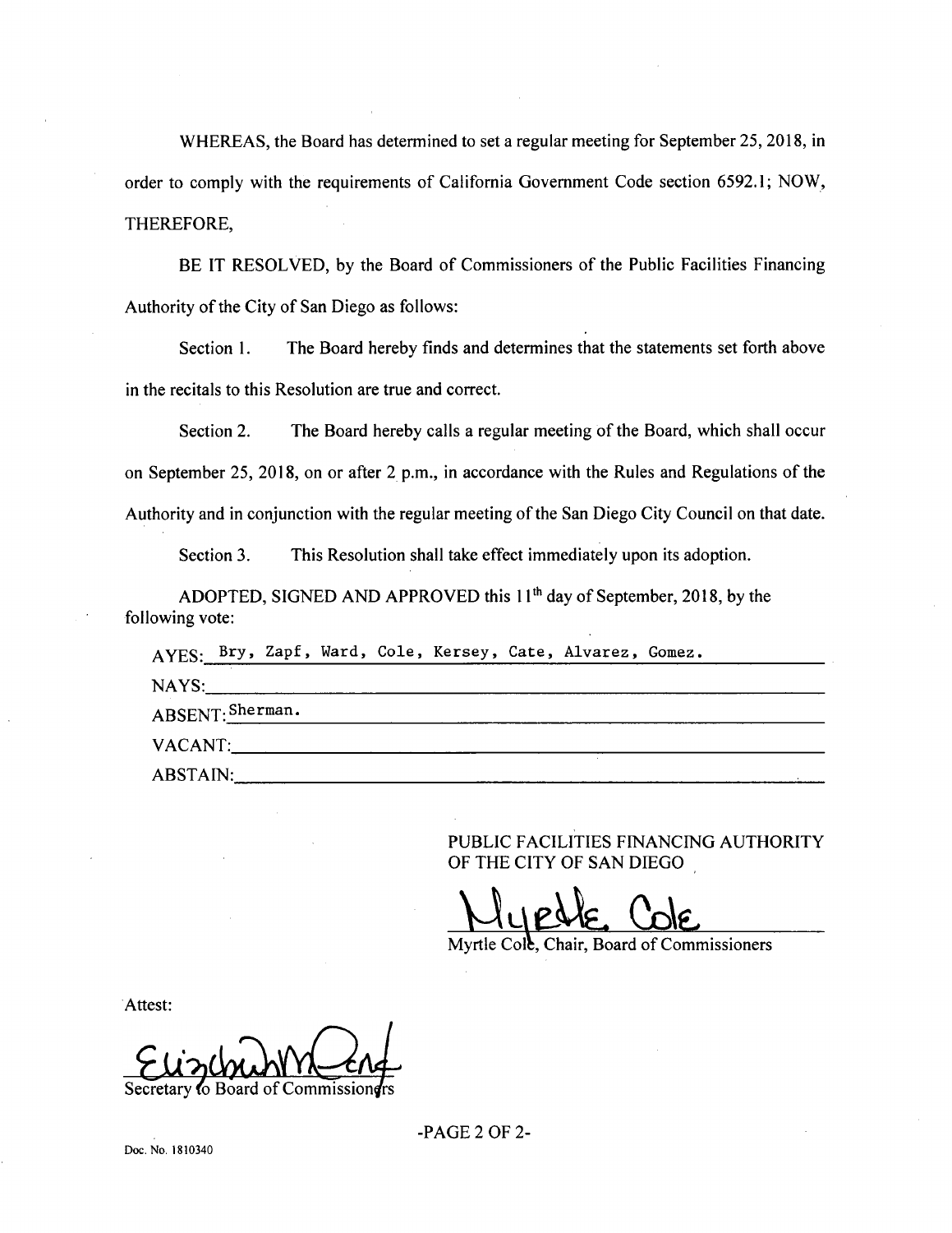WHEREAS, the Board has determined to set a regular meeting for September 25, 2018, in order to comply with the requirements of California Government Code section 6592.1; NOW, THEREFORE,

BE IT RESOLVED, by the Board of Commissioners of the Public Facilities Financing Authority of the City of San Diego as follows:

Section 1. The Board hereby finds and determines that the statements set forth above in the recitals to this Resolution are true and correct.

Section 2. The Board hereby calls a regular meeting of the Board, which shall occur on September 25, 2018, on or after 2 p.m., in accordance with the Rules and Regulations of the Authority and in conjunction with the regular meeting of the San Diego City Council on that date.

Section 3. This Resolution shall take effect immediately upon its adoption.

ADOPTED, SIGNED AND APPROVED this 11th day of September, 2018, by the following vote:

AYES: Bry, Zapf, Ward, Cole, Kersey, Cate, Alvarez, Gomez.

NAYS:

ABSENT: Sherman.

VACANT:

ABSTAIN:

PUBLIC FACILITIES FINANCING AUTHORITY OF THE CITY OF SAN DIEGO

Myrtle Cole

Myrtle Cole, Chair, Board of Commissioners

Attest:

Elizabeth M

Secretary to Board of Commissioners

Doc. No. 1810340